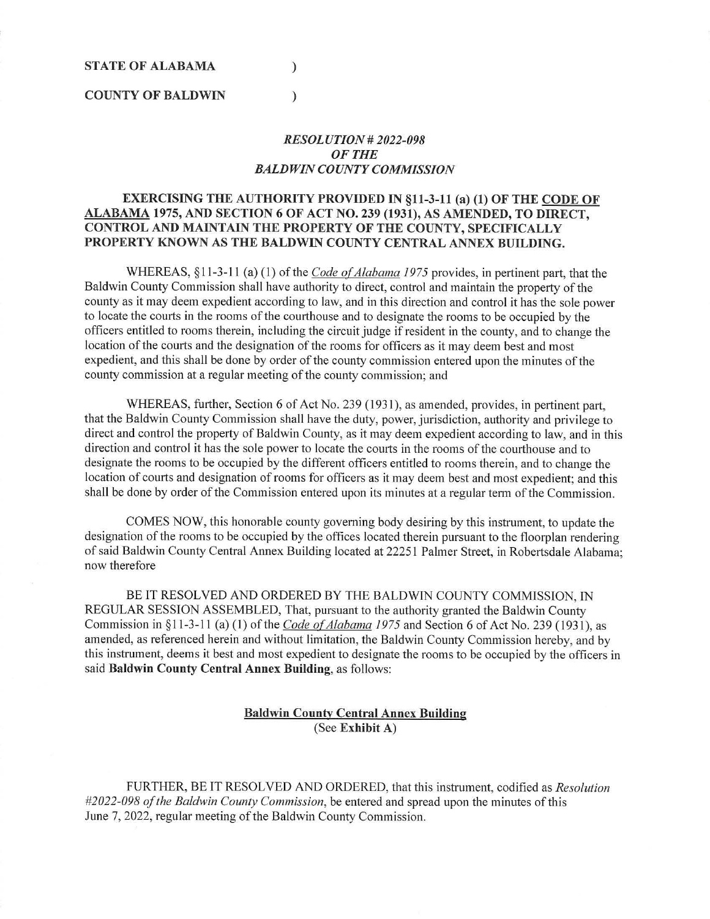**STATE OF ALABAMA )**

**COUNTY OF BALDWIN )**

***RESOLUTION # 2022-098***
***OF THE***
***BALDWIN COUNTY COMMISSION***

**EXERCISING THE AUTHORITY PROVIDED IN §11-3-11 (a) (1) OF THE <u>CODE OF ALABAMA</u> 1975, AND SECTION 6 OF ACT NO. 239 (1931), AS AMENDED, TO DIRECT, CONTROL AND MAINTAIN THE PROPERTY OF THE COUNTY, SPECIFICALLY PROPERTY KNOWN AS THE BALDWIN COUNTY CENTRAL ANNEX BUILDING.**

WHEREAS, §11-3-11 (a) (1) of the *<u>Code of Alabama</u> 1975* provides, in pertinent part, that the Baldwin County Commission shall have authority to direct, control and maintain the property of the county as it may deem expedient according to law, and in this direction and control it has the sole power to locate the courts in the rooms of the courthouse and to designate the rooms to be occupied by the officers entitled to rooms therein, including the circuit judge if resident in the county, and to change the location of the courts and the designation of the rooms for officers as it may deem best and most expedient, and this shall be done by order of the county commission entered upon the minutes of the county commission at a regular meeting of the county commission; and

WHEREAS, further, Section 6 of Act No. 239 (1931), as amended, provides, in pertinent part, that the Baldwin County Commission shall have the duty, power, jurisdiction, authority and privilege to direct and control the property of Baldwin County, as it may deem expedient according to law, and in this direction and control it has the sole power to locate the courts in the rooms of the courthouse and to designate the rooms to be occupied by the different officers entitled to rooms therein, and to change the location of courts and designation of rooms for officers as it may deem best and most expedient; and this shall be done by order of the Commission entered upon its minutes at a regular term of the Commission.

COMES NOW, this honorable county governing body desiring by this instrument, to update the designation of the rooms to be occupied by the offices located therein pursuant to the floorplan rendering of said Baldwin County Central Annex Building located at 22251 Palmer Street, in Robertsdale Alabama; now therefore

BE IT RESOLVED AND ORDERED BY THE BALDWIN COUNTY COMMISSION, IN REGULAR SESSION ASSEMBLED, That, pursuant to the authority granted the Baldwin County Commission in §11-3-11 (a) (1) of the *<u>Code of Alabama</u> 1975* and Section 6 of Act No. 239 (1931), as amended, as referenced herein and without limitation, the Baldwin County Commission hereby, and by this instrument, deems it best and most expedient to designate the rooms to be occupied by the officers in said **Baldwin County Central Annex Building**, as follows:

**<u>Baldwin County Central Annex Building</u>**
(See **Exhibit A**)

FURTHER, BE IT RESOLVED AND ORDERED, that this instrument, codified as *Resolution #2022-098 of the Baldwin County Commission*, be entered and spread upon the minutes of this June 7, 2022, regular meeting of the Baldwin County Commission.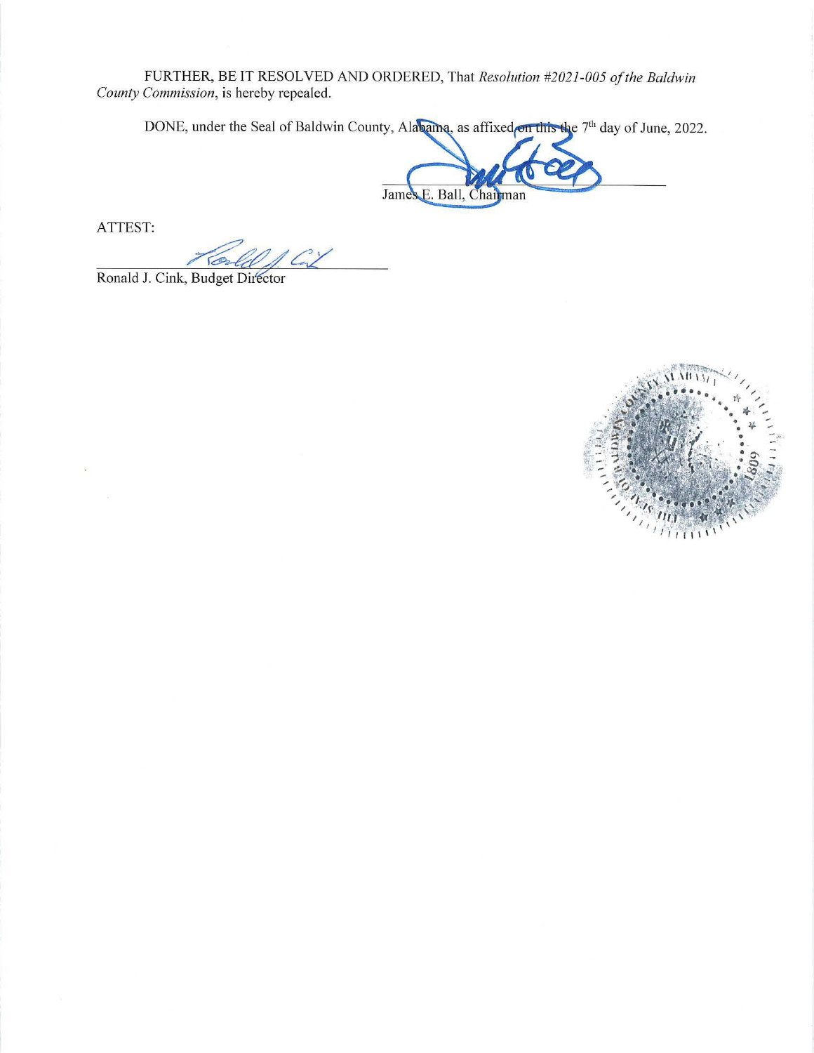FURTHER, BE IT RESOLVED AND ORDERED, That *Resolution #2021-005 of the Baldwin County Commission*, is hereby repealed.

DONE, under the Seal of Baldwin County, Alabama, as affixed on this the 7th day of June, 2022.

James E. Ball, Chairman

ATTEST:

Ronald J. Cink, Budget Director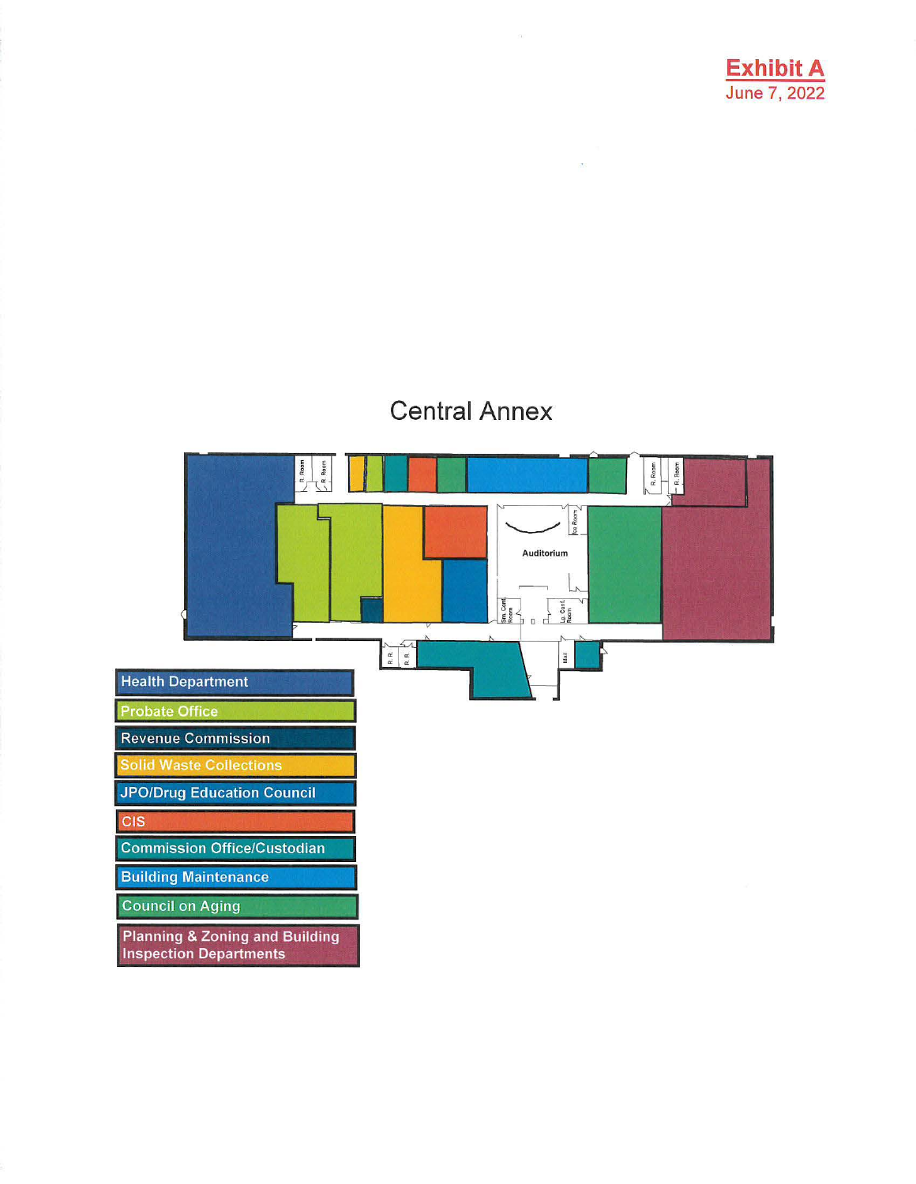**Exhibit A**
June 7, 2022

# Central Annex

R. Room
R. Room
R. Room
R. Room
Auditorium
Bd Room
Sm. Conf. Room
Lg. Conf. Room
R. R.
R. R.
Mail

Health Department
Probate Office
Revenue Commission
Solid Waste Collections
JPO/Drug Education Council
CIS
Commission Office/Custodian
Building Maintenance
Council on Aging
Planning & Zoning and Building Inspection Departments